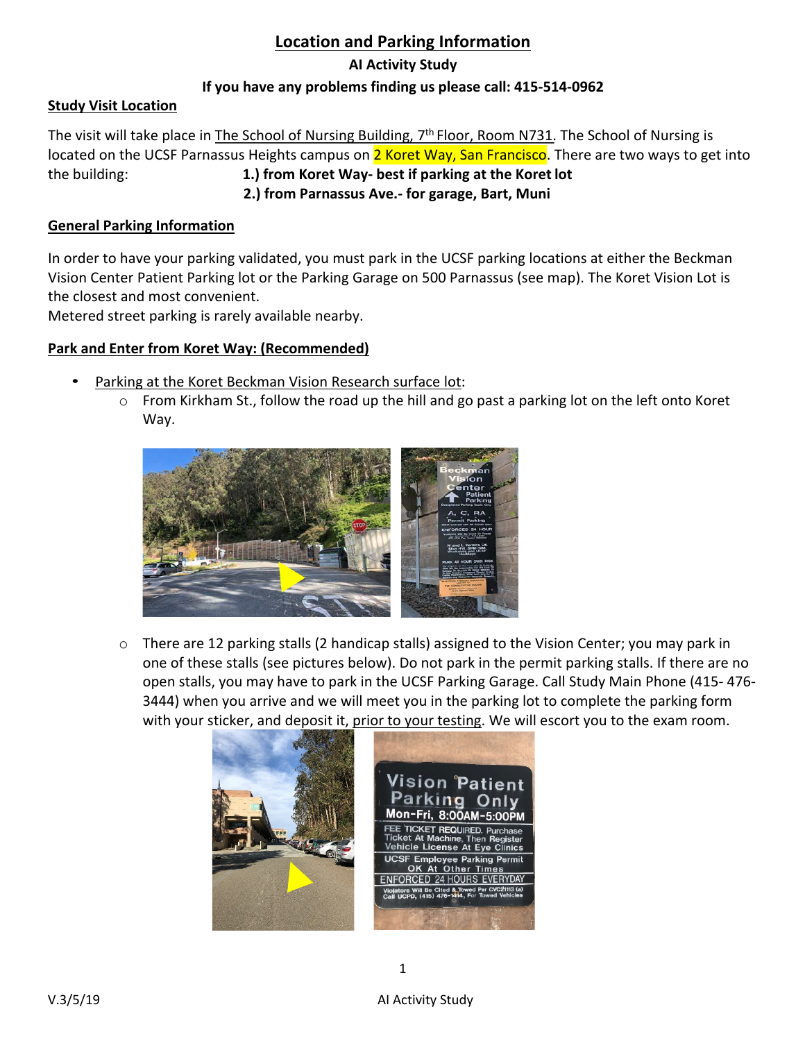# Location and Parking Information

**AI Activity Study**

**If you have any problems finding us please call: 415-514-0962**

## Study Visit Location

The visit will take place in The School of Nursing Building, 7th Floor, Room N731. The School of Nursing is located on the UCSF Parnassus Heights campus on 2 Koret Way, San Francisco. There are two ways to get into the building:

**1.) from Koret Way- best if parking at the Koret lot**

**2.) from Parnassus Ave.- for garage, Bart, Muni**

## General Parking Information

In order to have your parking validated, you must park in the UCSF parking locations at either the Beckman Vision Center Patient Parking lot or the Parking Garage on 500 Parnassus (see map). The Koret Vision Lot is the closest and most convenient.

Metered street parking is rarely available nearby.

## Park and Enter from Koret Way: (Recommended)

- Parking at the Koret Beckman Vision Research surface lot:
  - From Kirkham St., follow the road up the hill and go past a parking lot on the left onto Koret Way.
  - There are 12 parking stalls (2 handicap stalls) assigned to the Vision Center; you may park in one of these stalls (see pictures below). Do not park in the permit parking stalls. If there are no open stalls, you may have to park in the UCSF Parking Garage. Call Study Main Phone (415- 476-3444) when you arrive and we will meet you in the parking lot to complete the parking form with your sticker, and deposit it, prior to your testing. We will escort you to the exam room.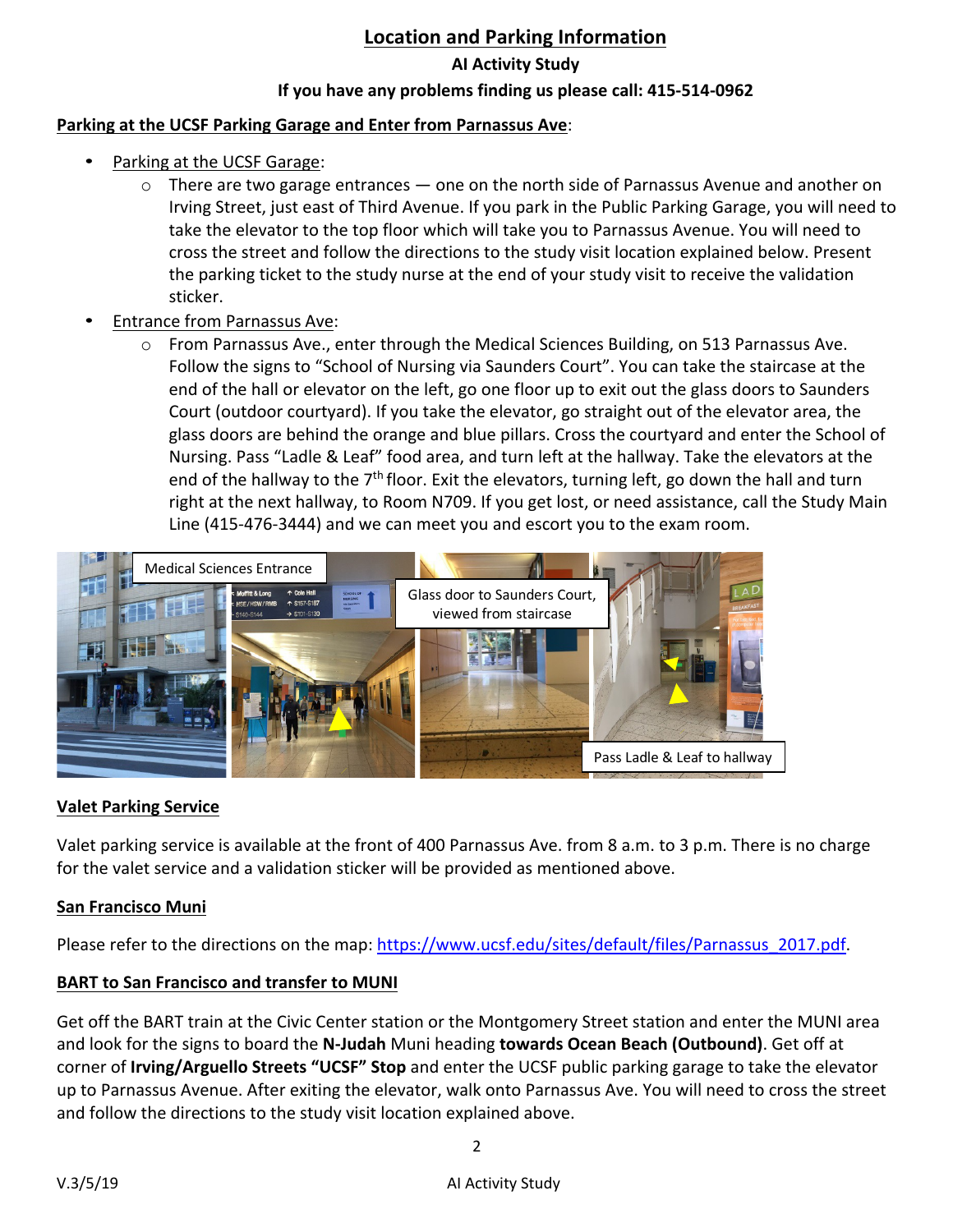# Location and Parking Information

**AI Activity Study**

**If you have any problems finding us please call: 415-514-0962**

## Parking at the UCSF Parking Garage and Enter from Parnassus Ave:

- Parking at the UCSF Garage:
  - There are two garage entrances — one on the north side of Parnassus Avenue and another on Irving Street, just east of Third Avenue. If you park in the Public Parking Garage, you will need to take the elevator to the top floor which will take you to Parnassus Avenue. You will need to cross the street and follow the directions to the study visit location explained below. Present the parking ticket to the study nurse at the end of your study visit to receive the validation sticker.
- Entrance from Parnassus Ave:
  - From Parnassus Ave., enter through the Medical Sciences Building, on 513 Parnassus Ave. Follow the signs to "School of Nursing via Saunders Court". You can take the staircase at the end of the hall or elevator on the left, go one floor up to exit out the glass doors to Saunders Court (outdoor courtyard). If you take the elevator, go straight out of the elevator area, the glass doors are behind the orange and blue pillars. Cross the courtyard and enter the School of Nursing. Pass "Ladle & Leaf" food area, and turn left at the hallway. Take the elevators at the end of the hallway to the 7th floor. Exit the elevators, turning left, go down the hall and turn right at the next hallway, to Room N709. If you get lost, or need assistance, call the Study Main Line (415-476-3444) and we can meet you and escort you to the exam room.

Medical Sciences Entrance

Glass door to Saunders Court, viewed from staircase

Pass Ladle & Leaf to hallway

## Valet Parking Service

Valet parking service is available at the front of 400 Parnassus Ave. from 8 a.m. to 3 p.m. There is no charge for the valet service and a validation sticker will be provided as mentioned above.

## San Francisco Muni

Please refer to the directions on the map: https://www.ucsf.edu/sites/default/files/Parnassus_2017.pdf.

## BART to San Francisco and transfer to MUNI

Get off the BART train at the Civic Center station or the Montgomery Street station and enter the MUNI area and look for the signs to board the **N-Judah** Muni heading **towards Ocean Beach (Outbound)**. Get off at corner of **Irving/Arguello Streets "UCSF" Stop** and enter the UCSF public parking garage to take the elevator up to Parnassus Avenue. After exiting the elevator, walk onto Parnassus Ave. You will need to cross the street and follow the directions to the study visit location explained above.